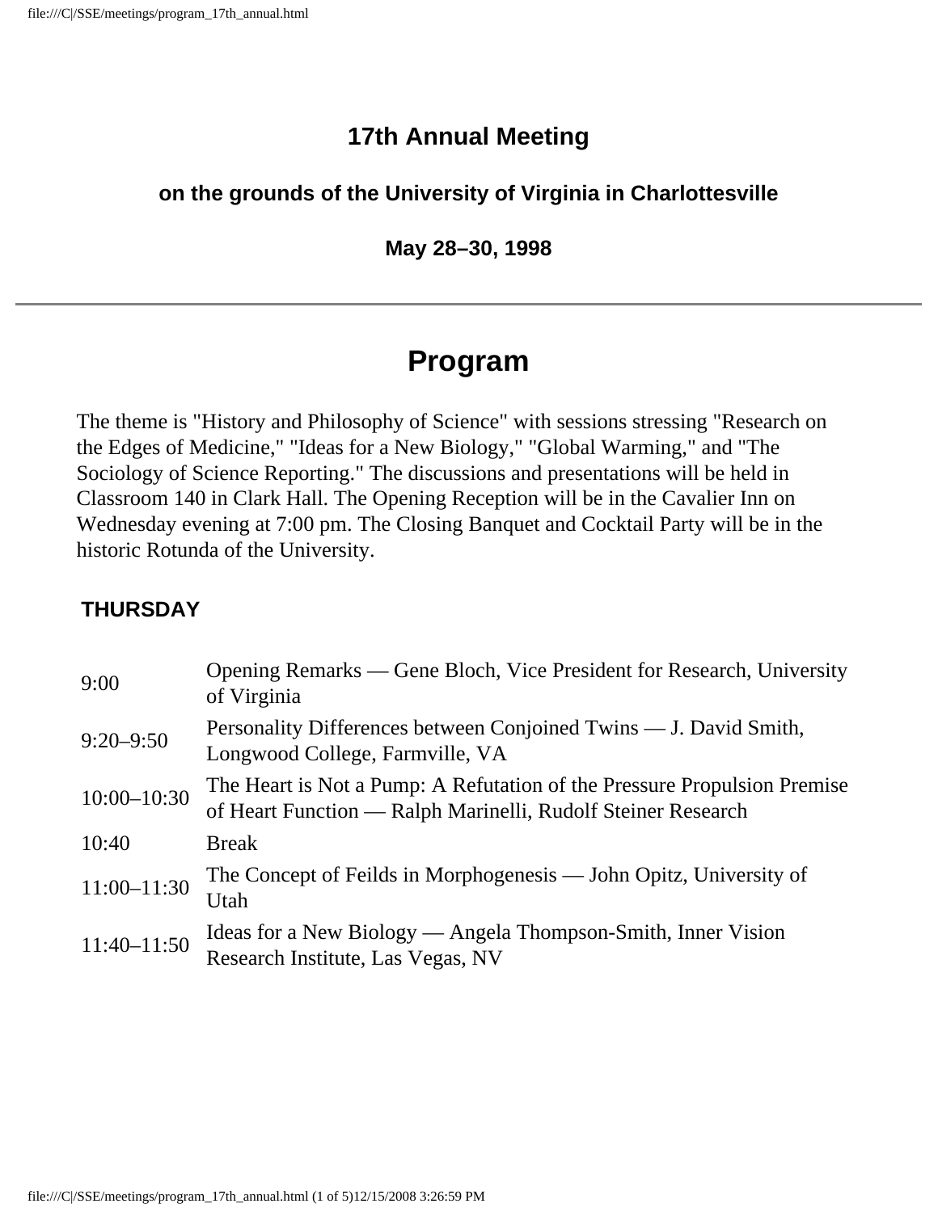## 17th Annual Meeting

### on the grounds of the University of Virginia in Charlottesville

### May 28–30, 1998

---

# Program

The theme is "History and Philosophy of Science" with sessions stressing "Research on the Edges of Medicine," "Ideas for a New Biology," "Global Warming," and "The Sociology of Science Reporting." The discussions and presentations will be held in Classroom 140 in Clark Hall. The Opening Reception will be in the Cavalier Inn on Wednesday evening at 7:00 pm. The Closing Banquet and Cocktail Party will be in the historic Rotunda of the University.

### THURSDAY

| | |
|---|---|
| 9:00 | Opening Remarks — Gene Bloch, Vice President for Research, University of Virginia |
| 9:20–9:50 | Personality Differences between Conjoined Twins — J. David Smith, Longwood College, Farmville, VA |
| 10:00–10:30 | The Heart is Not a Pump: A Refutation of the Pressure Propulsion Premise of Heart Function — Ralph Marinelli, Rudolf Steiner Research |
| 10:40 | Break |
| 11:00–11:30 | The Concept of Feilds in Morphogenesis — John Opitz, University of Utah |
| 11:40–11:50 | Ideas for a New Biology — Angela Thompson-Smith, Inner Vision Research Institute, Las Vegas, NV |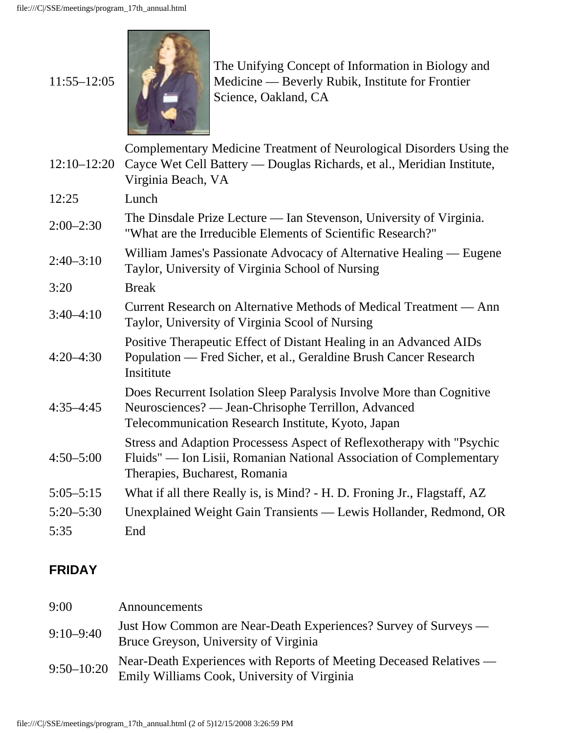| | |
|---|---|
| 11:55–12:05 | The Unifying Concept of Information in Biology and Medicine — Beverly Rubik, Institute for Frontier Science, Oakland, CA |
| 12:10–12:20 | Complementary Medicine Treatment of Neurological Disorders Using the Cayce Wet Cell Battery — Douglas Richards, et al., Meridian Institute, Virginia Beach, VA |
| 12:25 | Lunch |
| 2:00–2:30 | The Dinsdale Prize Lecture — Ian Stevenson, University of Virginia. "What are the Irreducible Elements of Scientific Research?" |
| 2:40–3:10 | William James's Passionate Advocacy of Alternative Healing — Eugene Taylor, University of Virginia School of Nursing |
| 3:20 | Break |
| 3:40–4:10 | Current Research on Alternative Methods of Medical Treatment — Ann Taylor, University of Virginia Scool of Nursing |
| 4:20–4:30 | Positive Therapeutic Effect of Distant Healing in an Advanced AIDs Population — Fred Sicher, et al., Geraldine Brush Cancer Research Insititute |
| 4:35–4:45 | Does Recurrent Isolation Sleep Paralysis Involve More than Cognitive Neurosciences? — Jean-Chrisophe Terrillon, Advanced Telecommunication Research Institute, Kyoto, Japan |
| 4:50–5:00 | Stress and Adaption Processess Aspect of Reflexotherapy with "Psychic Fluids" — Ion Lisii, Romanian National Association of Complementary Therapies, Bucharest, Romania |
| 5:05–5:15 | What if all there Really is, is Mind? - H. D. Froning Jr., Flagstaff, AZ |
| 5:20–5:30 | Unexplained Weight Gain Transients — Lewis Hollander, Redmond, OR |
| 5:35 | End |

## FRIDAY

| | |
|---|---|
| 9:00 | Announcements |
| 9:10–9:40 | Just How Common are Near-Death Experiences? Survey of Surveys — Bruce Greyson, University of Virginia |
| 9:50–10:20 | Near-Death Experiences with Reports of Meeting Deceased Relatives — Emily Williams Cook, University of Virginia |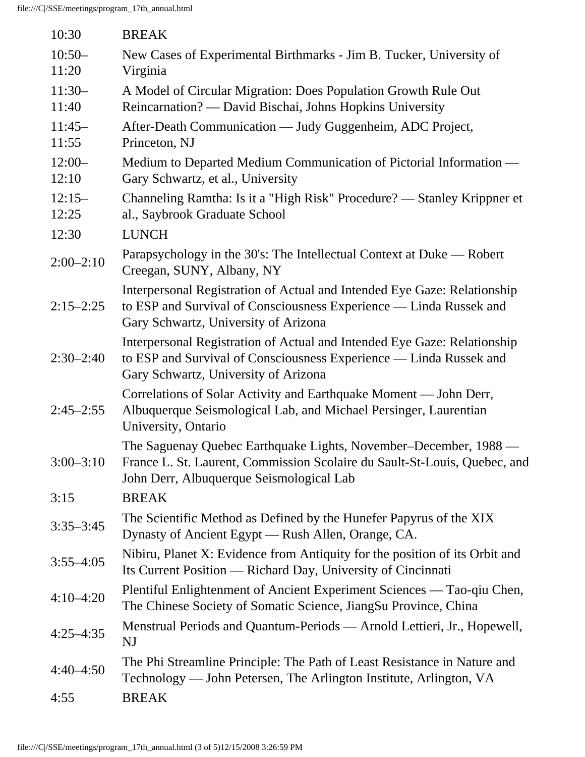| | |
|---|---|
| 10:30 | BREAK |
| 10:50–11:20 | New Cases of Experimental Birthmarks - Jim B. Tucker, University of Virginia |
| 11:30–11:40 | A Model of Circular Migration: Does Population Growth Rule Out Reincarnation? — David Bischai, Johns Hopkins University |
| 11:45–11:55 | After-Death Communication — Judy Guggenheim, ADC Project, Princeton, NJ |
| 12:00–12:10 | Medium to Departed Medium Communication of Pictorial Information — Gary Schwartz, et al., University |
| 12:15–12:25 | Channeling Ramtha: Is it a "High Risk" Procedure? — Stanley Krippner et al., Saybrook Graduate School |
| 12:30 | LUNCH |
| 2:00–2:10 | Parapsychology in the 30's: The Intellectual Context at Duke — Robert Creegan, SUNY, Albany, NY |
| 2:15–2:25 | Interpersonal Registration of Actual and Intended Eye Gaze: Relationship to ESP and Survival of Consciousness Experience — Linda Russek and Gary Schwartz, University of Arizona |
| 2:30–2:40 | Interpersonal Registration of Actual and Intended Eye Gaze: Relationship to ESP and Survival of Consciousness Experience — Linda Russek and Gary Schwartz, University of Arizona |
| 2:45–2:55 | Correlations of Solar Activity and Earthquake Moment — John Derr, Albuquerque Seismological Lab, and Michael Persinger, Laurentian University, Ontario |
| 3:00–3:10 | The Saguenay Quebec Earthquake Lights, November–December, 1988 — France L. St. Laurent, Commission Scolaire du Sault-St-Louis, Quebec, and John Derr, Albuquerque Seismological Lab |
| 3:15 | BREAK |
| 3:35–3:45 | The Scientific Method as Defined by the Hunefer Papyrus of the XIX Dynasty of Ancient Egypt — Rush Allen, Orange, CA. |
| 3:55–4:05 | Nibiru, Planet X: Evidence from Antiquity for the position of its Orbit and Its Current Position — Richard Day, University of Cincinnati |
| 4:10–4:20 | Plentiful Enlightenment of Ancient Experiment Sciences — Tao-qiu Chen, The Chinese Society of Somatic Science, JiangSu Province, China |
| 4:25–4:35 | Menstrual Periods and Quantum-Periods — Arnold Lettieri, Jr., Hopewell, NJ |
| 4:40–4:50 | The Phi Streamline Principle: The Path of Least Resistance in Nature and Technology — John Petersen, The Arlington Institute, Arlington, VA |
| 4:55 | BREAK |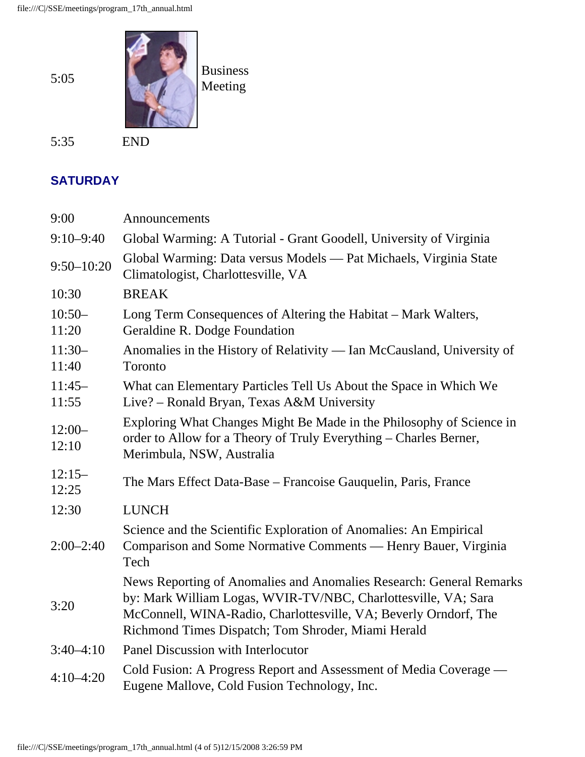| | |
|---|---|
| 5:05 | Business Meeting |
| 5:35 | END |

## SATURDAY

| | |
|---|---|
| 9:00 | Announcements |
| 9:10–9:40 | Global Warming: A Tutorial - Grant Goodell, University of Virginia |
| 9:50–10:20 | Global Warming: Data versus Models — Pat Michaels, Virginia State Climatologist, Charlottesville, VA |
| 10:30 | BREAK |
| 10:50–11:20 | Long Term Consequences of Altering the Habitat – Mark Walters, Geraldine R. Dodge Foundation |
| 11:30–11:40 | Anomalies in the History of Relativity — Ian McCausland, University of Toronto |
| 11:45–11:55 | What can Elementary Particles Tell Us About the Space in Which We Live? – Ronald Bryan, Texas A&M University |
| 12:00–12:10 | Exploring What Changes Might Be Made in the Philosophy of Science in order to Allow for a Theory of Truly Everything – Charles Berner, Merimbula, NSW, Australia |
| 12:15–12:25 | The Mars Effect Data-Base – Francoise Gauquelin, Paris, France |
| 12:30 | LUNCH |
| 2:00–2:40 | Science and the Scientific Exploration of Anomalies: An Empirical Comparison and Some Normative Comments — Henry Bauer, Virginia Tech |
| 3:20 | News Reporting of Anomalies and Anomalies Research: General Remarks by: Mark William Logas, WVIR-TV/NBC, Charlottesville, VA; Sara McConnell, WINA-Radio, Charlottesville, VA; Beverly Orndorf, The Richmond Times Dispatch; Tom Shroder, Miami Herald |
| 3:40–4:10 | Panel Discussion with Interlocutor |
| 4:10–4:20 | Cold Fusion: A Progress Report and Assessment of Media Coverage — Eugene Mallove, Cold Fusion Technology, Inc. |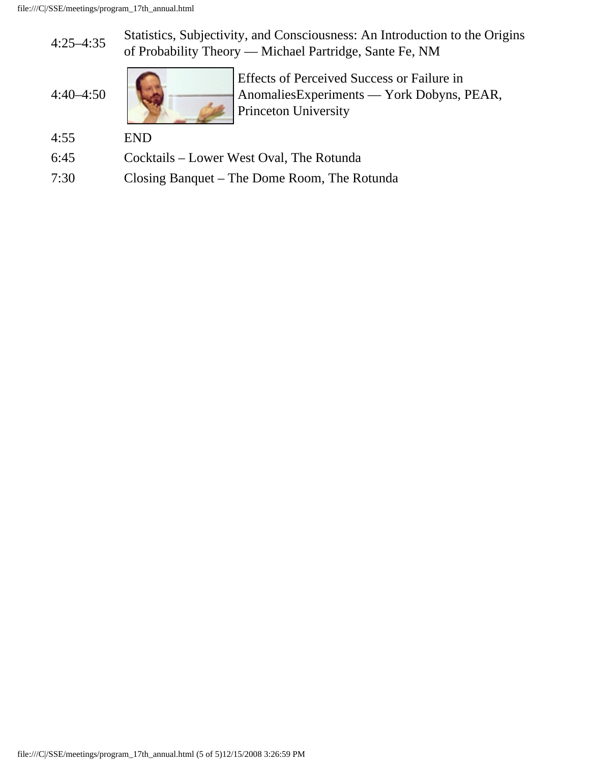| | |
|---|---|
| 4:25–4:35 | Statistics, Subjectivity, and Consciousness: An Introduction to the Origins of Probability Theory — Michael Partridge, Sante Fe, NM |
| 4:40–4:50 | Effects of Perceived Success or Failure in AnomaliesExperiments — York Dobyns, PEAR, Princeton University |
| 4:55 | END |
| 6:45 | Cocktails – Lower West Oval, The Rotunda |
| 7:30 | Closing Banquet – The Dome Room, The Rotunda |